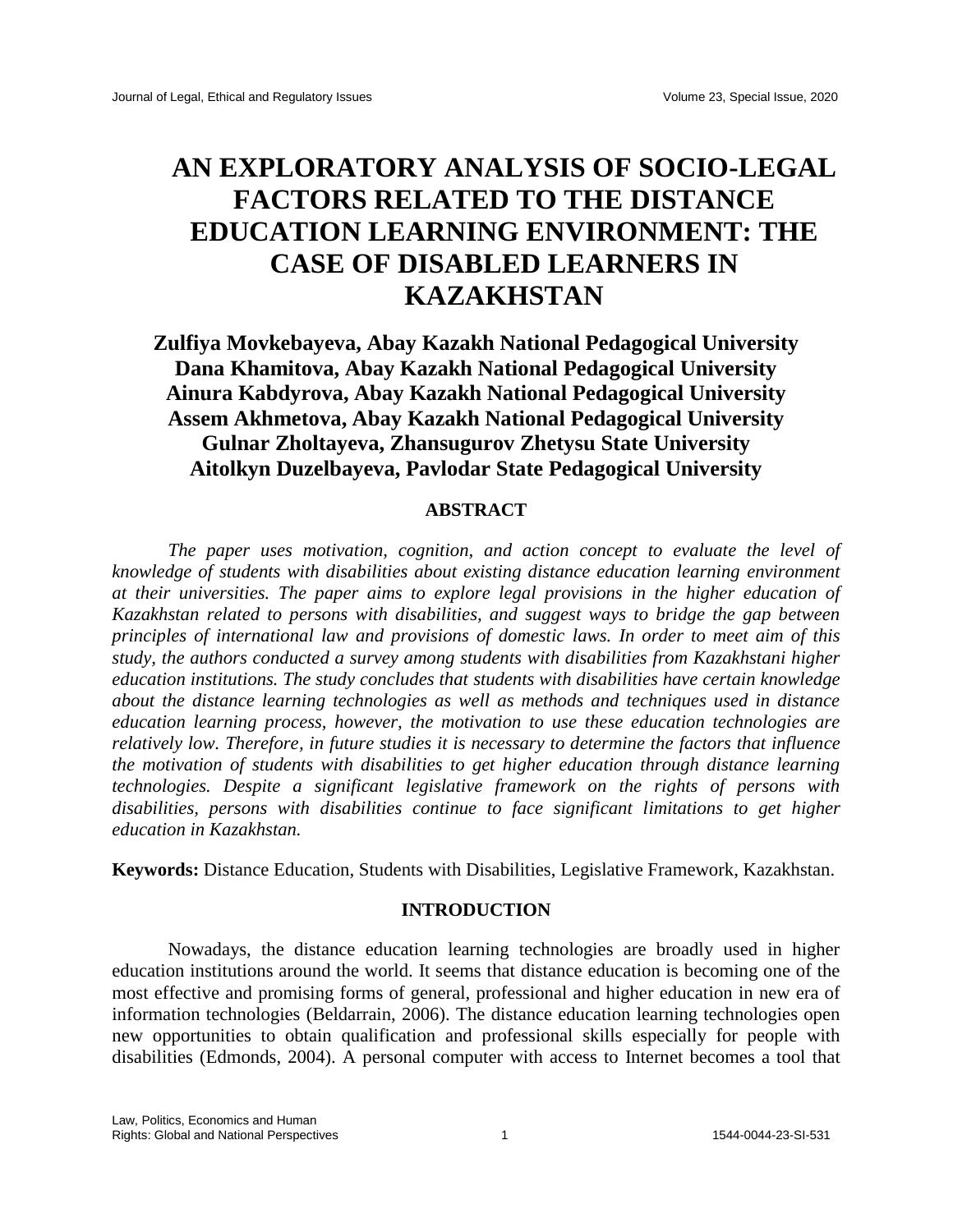# AN EXPLORATORY ANALYSIS OF SOCIO-LEGAL FACTORS RELATED TO THE DISTANCE EDUCATION LEARNING ENVIRONMENT: THE CASE OF DISABLED LEARNERS IN KAZAKHSTAN

**Zulfiya Movkebayeva, Abay Kazakh National Pedagogical University**
**Dana Khamitova, Abay Kazakh National Pedagogical University**
**Ainura Kabdyrova, Abay Kazakh National Pedagogical University**
**Assem Akhmetova, Abay Kazakh National Pedagogical University**
**Gulnar Zholtayeva, Zhansugurov Zhetysu State University**
**Aitolkyn Duzelbayeva, Pavlodar State Pedagogical University**

## ABSTRACT

*The paper uses motivation, cognition, and action concept to evaluate the level of knowledge of students with disabilities about existing distance education learning environment at their universities. The paper aims to explore legal provisions in the higher education of Kazakhstan related to persons with disabilities, and suggest ways to bridge the gap between principles of international law and provisions of domestic laws. In order to meet aim of this study, the authors conducted a survey among students with disabilities from Kazakhstani higher education institutions. The study concludes that students with disabilities have certain knowledge about the distance learning technologies as well as methods and techniques used in distance education learning process, however, the motivation to use these education technologies are relatively low. Therefore, in future studies it is necessary to determine the factors that influence the motivation of students with disabilities to get higher education through distance learning technologies. Despite a significant legislative framework on the rights of persons with disabilities, persons with disabilities continue to face significant limitations to get higher education in Kazakhstan.*

**Keywords:** Distance Education, Students with Disabilities, Legislative Framework, Kazakhstan.

## INTRODUCTION

Nowadays, the distance education learning technologies are broadly used in higher education institutions around the world. It seems that distance education is becoming one of the most effective and promising forms of general, professional and higher education in new era of information technologies (Beldarrain, 2006). The distance education learning technologies open new opportunities to obtain qualification and professional skills especially for people with disabilities (Edmonds, 2004). A personal computer with access to Internet becomes a tool that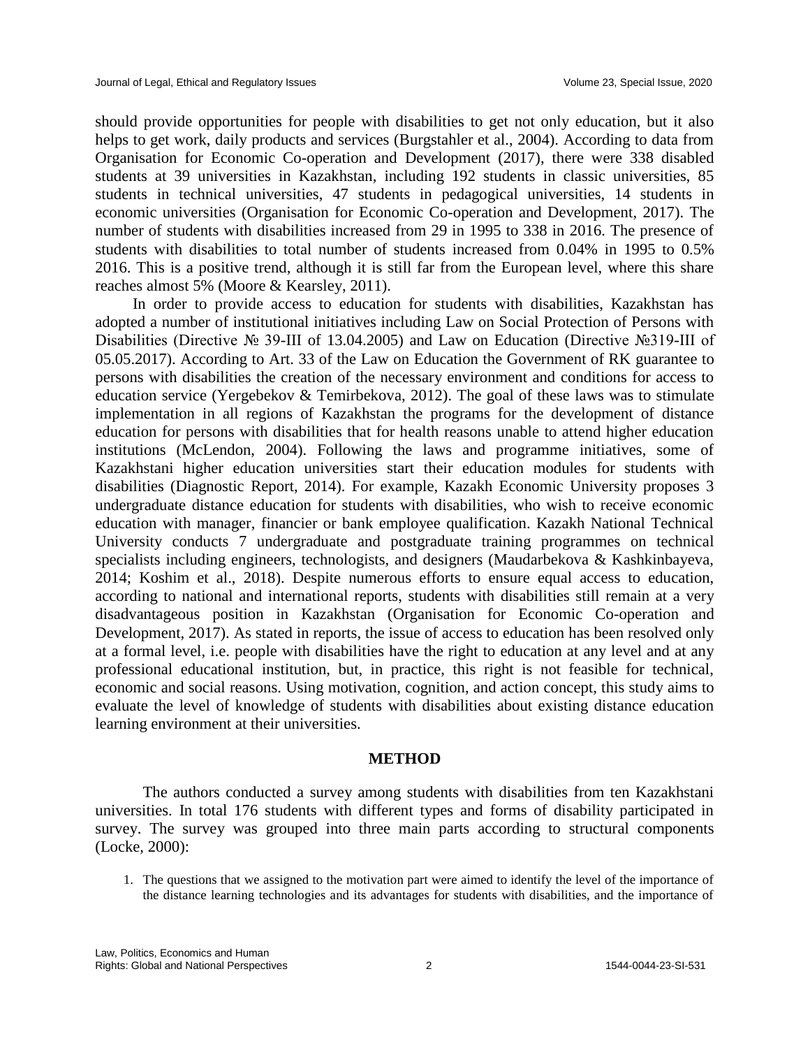should provide opportunities for people with disabilities to get not only education, but it also helps to get work, daily products and services (Burgstahler et al., 2004). According to data from Organisation for Economic Co-operation and Development (2017), there were 338 disabled students at 39 universities in Kazakhstan, including 192 students in classic universities, 85 students in technical universities, 47 students in pedagogical universities, 14 students in economic universities (Organisation for Economic Co-operation and Development, 2017). The number of students with disabilities increased from 29 in 1995 to 338 in 2016. The presence of students with disabilities to total number of students increased from 0.04% in 1995 to 0.5% 2016. This is a positive trend, although it is still far from the European level, where this share reaches almost 5% (Moore & Kearsley, 2011).

In order to provide access to education for students with disabilities, Kazakhstan has adopted a number of institutional initiatives including Law on Social Protection of Persons with Disabilities (Directive № 39-III of 13.04.2005) and Law on Education (Directive №319-III of 05.05.2017). According to Art. 33 of the Law on Education the Government of RK guarantee to persons with disabilities the creation of the necessary environment and conditions for access to education service (Yergebekov & Temirbekova, 2012). The goal of these laws was to stimulate implementation in all regions of Kazakhstan the programs for the development of distance education for persons with disabilities that for health reasons unable to attend higher education institutions (McLendon, 2004). Following the laws and programme initiatives, some of Kazakhstani higher education universities start their education modules for students with disabilities (Diagnostic Report, 2014). For example, Kazakh Economic University proposes 3 undergraduate distance education for students with disabilities, who wish to receive economic education with manager, financier or bank employee qualification. Kazakh National Technical University conducts 7 undergraduate and postgraduate training programmes on technical specialists including engineers, technologists, and designers (Maudarbekova & Kashkinbayeva, 2014; Koshim et al., 2018). Despite numerous efforts to ensure equal access to education, according to national and international reports, students with disabilities still remain at a very disadvantageous position in Kazakhstan (Organisation for Economic Co-operation and Development, 2017). As stated in reports, the issue of access to education has been resolved only at a formal level, i.e. people with disabilities have the right to education at any level and at any professional educational institution, but, in practice, this right is not feasible for technical, economic and social reasons. Using motivation, cognition, and action concept, this study aims to evaluate the level of knowledge of students with disabilities about existing distance education learning environment at their universities.

## METHOD

The authors conducted a survey among students with disabilities from ten Kazakhstani universities. In total 176 students with different types and forms of disability participated in survey. The survey was grouped into three main parts according to structural components (Locke, 2000):

1. The questions that we assigned to the motivation part were aimed to identify the level of the importance of the distance learning technologies and its advantages for students with disabilities, and the importance of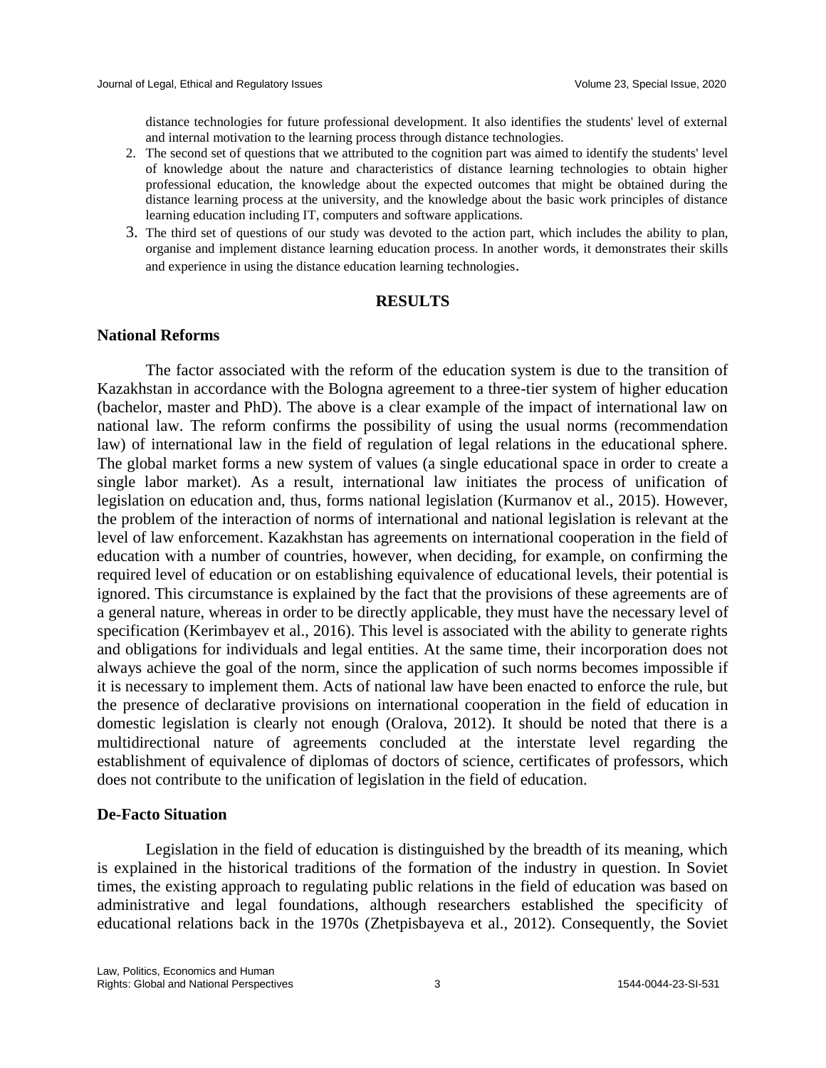distance technologies for future professional development. It also identifies the students' level of external and internal motivation to the learning process through distance technologies.

2. The second set of questions that we attributed to the cognition part was aimed to identify the students' level of knowledge about the nature and characteristics of distance learning technologies to obtain higher professional education, the knowledge about the expected outcomes that might be obtained during the distance learning process at the university, and the knowledge about the basic work principles of distance learning education including IT, computers and software applications.
3. The third set of questions of our study was devoted to the action part, which includes the ability to plan, organise and implement distance learning education process. In another words, it demonstrates their skills and experience in using the distance education learning technologies.

## RESULTS

### National Reforms

The factor associated with the reform of the education system is due to the transition of Kazakhstan in accordance with the Bologna agreement to a three-tier system of higher education (bachelor, master and PhD). The above is a clear example of the impact of international law on national law. The reform confirms the possibility of using the usual norms (recommendation law) of international law in the field of regulation of legal relations in the educational sphere. The global market forms a new system of values (a single educational space in order to create a single labor market). As a result, international law initiates the process of unification of legislation on education and, thus, forms national legislation (Kurmanov et al., 2015). However, the problem of the interaction of norms of international and national legislation is relevant at the level of law enforcement. Kazakhstan has agreements on international cooperation in the field of education with a number of countries, however, when deciding, for example, on confirming the required level of education or on establishing equivalence of educational levels, their potential is ignored. This circumstance is explained by the fact that the provisions of these agreements are of a general nature, whereas in order to be directly applicable, they must have the necessary level of specification (Kerimbayev et al., 2016). This level is associated with the ability to generate rights and obligations for individuals and legal entities. At the same time, their incorporation does not always achieve the goal of the norm, since the application of such norms becomes impossible if it is necessary to implement them. Acts of national law have been enacted to enforce the rule, but the presence of declarative provisions on international cooperation in the field of education in domestic legislation is clearly not enough (Oralova, 2012). It should be noted that there is a multidirectional nature of agreements concluded at the interstate level regarding the establishment of equivalence of diplomas of doctors of science, certificates of professors, which does not contribute to the unification of legislation in the field of education.

### De-Facto Situation

Legislation in the field of education is distinguished by the breadth of its meaning, which is explained in the historical traditions of the formation of the industry in question. In Soviet times, the existing approach to regulating public relations in the field of education was based on administrative and legal foundations, although researchers established the specificity of educational relations back in the 1970s (Zhetpisbayeva et al., 2012). Consequently, the Soviet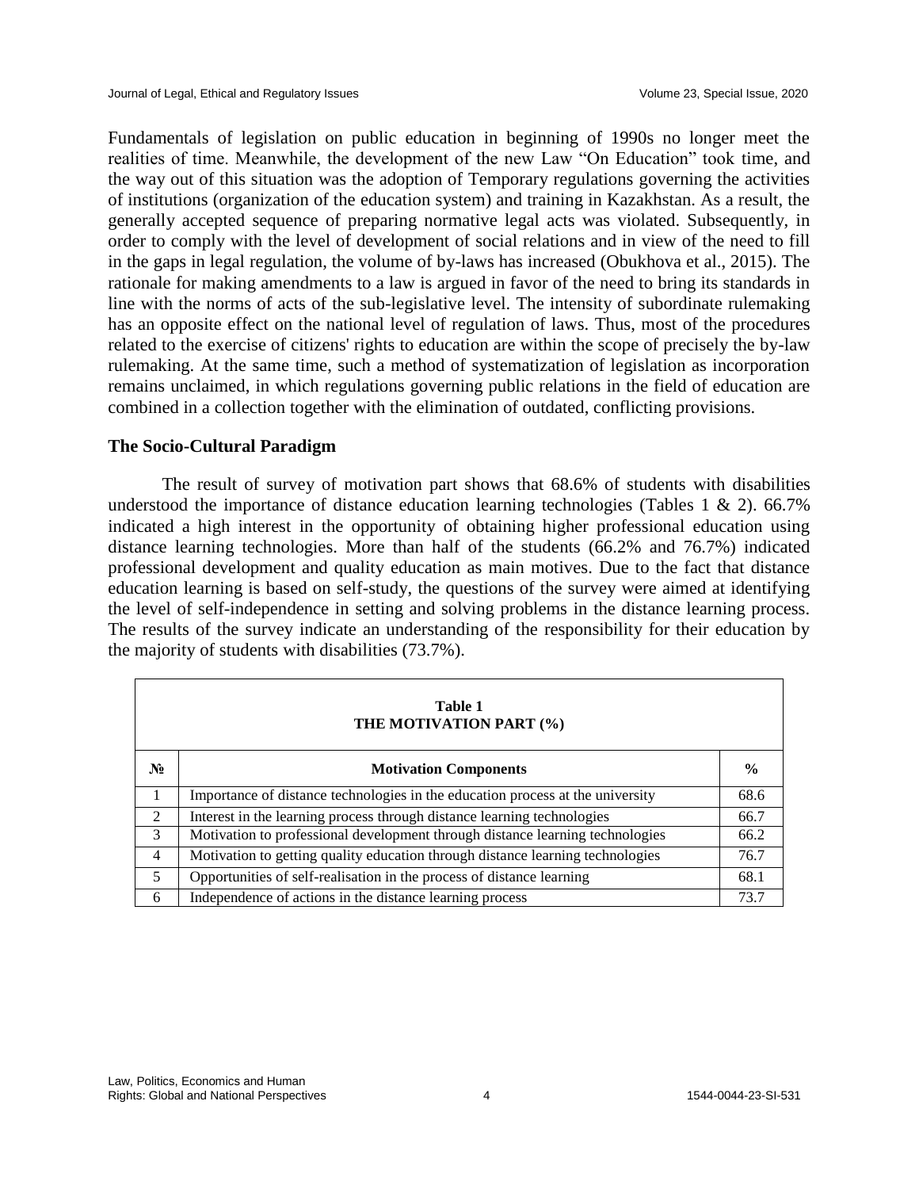Fundamentals of legislation on public education in beginning of 1990s no longer meet the realities of time. Meanwhile, the development of the new Law "On Education" took time, and the way out of this situation was the adoption of Temporary regulations governing the activities of institutions (organization of the education system) and training in Kazakhstan. As a result, the generally accepted sequence of preparing normative legal acts was violated. Subsequently, in order to comply with the level of development of social relations and in view of the need to fill in the gaps in legal regulation, the volume of by-laws has increased (Obukhova et al., 2015). The rationale for making amendments to a law is argued in favor of the need to bring its standards in line with the norms of acts of the sub-legislative level. The intensity of subordinate rulemaking has an opposite effect on the national level of regulation of laws. Thus, most of the procedures related to the exercise of citizens' rights to education are within the scope of precisely the by-law rulemaking. At the same time, such a method of systematization of legislation as incorporation remains unclaimed, in which regulations governing public relations in the field of education are combined in a collection together with the elimination of outdated, conflicting provisions.

### The Socio-Cultural Paradigm

The result of survey of motivation part shows that 68.6% of students with disabilities understood the importance of distance education learning technologies (Tables 1 & 2). 66.7% indicated a high interest in the opportunity of obtaining higher professional education using distance learning technologies. More than half of the students (66.2% and 76.7%) indicated professional development and quality education as main motives. Due to the fact that distance education learning is based on self-study, the questions of the survey were aimed at identifying the level of self-independence in setting and solving problems in the distance learning process. The results of the survey indicate an understanding of the responsibility for their education by the majority of students with disabilities (73.7%).

**Table 1**
**THE MOTIVATION PART (%)**

| № | Motivation Components | % |
|---|---|---|
| 1 | Importance of distance technologies in the education process at the university | 68.6 |
| 2 | Interest in the learning process through distance learning technologies | 66.7 |
| 3 | Motivation to professional development through distance learning technologies | 66.2 |
| 4 | Motivation to getting quality education through distance learning technologies | 76.7 |
| 5 | Opportunities of self-realisation in the process of distance learning | 68.1 |
| 6 | Independence of actions in the distance learning process | 73.7 |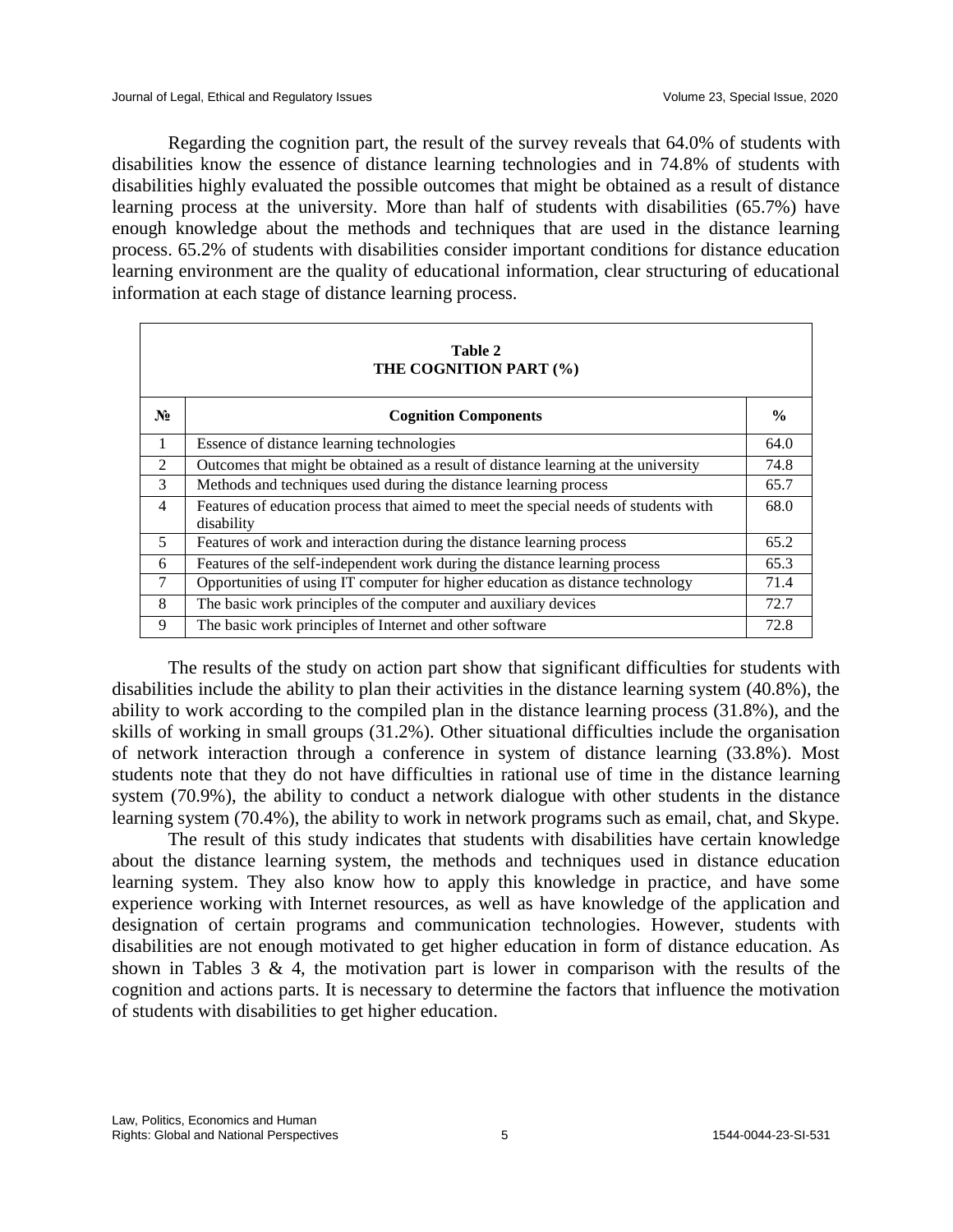Regarding the cognition part, the result of the survey reveals that 64.0% of students with disabilities know the essence of distance learning technologies and in 74.8% of students with disabilities highly evaluated the possible outcomes that might be obtained as a result of distance learning process at the university. More than half of students with disabilities (65.7%) have enough knowledge about the methods and techniques that are used in the distance learning process. 65.2% of students with disabilities consider important conditions for distance education learning environment are the quality of educational information, clear structuring of educational information at each stage of distance learning process.

**Table 2**
**THE COGNITION PART (%)**

| № | Cognition Components | % |
|---|---|---|
| 1 | Essence of distance learning technologies | 64.0 |
| 2 | Outcomes that might be obtained as a result of distance learning at the university | 74.8 |
| 3 | Methods and techniques used during the distance learning process | 65.7 |
| 4 | Features of education process that aimed to meet the special needs of students with disability | 68.0 |
| 5 | Features of work and interaction during the distance learning process | 65.2 |
| 6 | Features of the self-independent work during the distance learning process | 65.3 |
| 7 | Opportunities of using IT computer for higher education as distance technology | 71.4 |
| 8 | The basic work principles of the computer and auxiliary devices | 72.7 |
| 9 | The basic work principles of Internet and other software | 72.8 |

The results of the study on action part show that significant difficulties for students with disabilities include the ability to plan their activities in the distance learning system (40.8%), the ability to work according to the compiled plan in the distance learning process (31.8%), and the skills of working in small groups (31.2%). Other situational difficulties include the organisation of network interaction through a conference in system of distance learning (33.8%). Most students note that they do not have difficulties in rational use of time in the distance learning system (70.9%), the ability to conduct a network dialogue with other students in the distance learning system (70.4%), the ability to work in network programs such as email, chat, and Skype.

The result of this study indicates that students with disabilities have certain knowledge about the distance learning system, the methods and techniques used in distance education learning system. They also know how to apply this knowledge in practice, and have some experience working with Internet resources, as well as have knowledge of the application and designation of certain programs and communication technologies. However, students with disabilities are not enough motivated to get higher education in form of distance education. As shown in Tables 3 & 4, the motivation part is lower in comparison with the results of the cognition and actions parts. It is necessary to determine the factors that influence the motivation of students with disabilities to get higher education.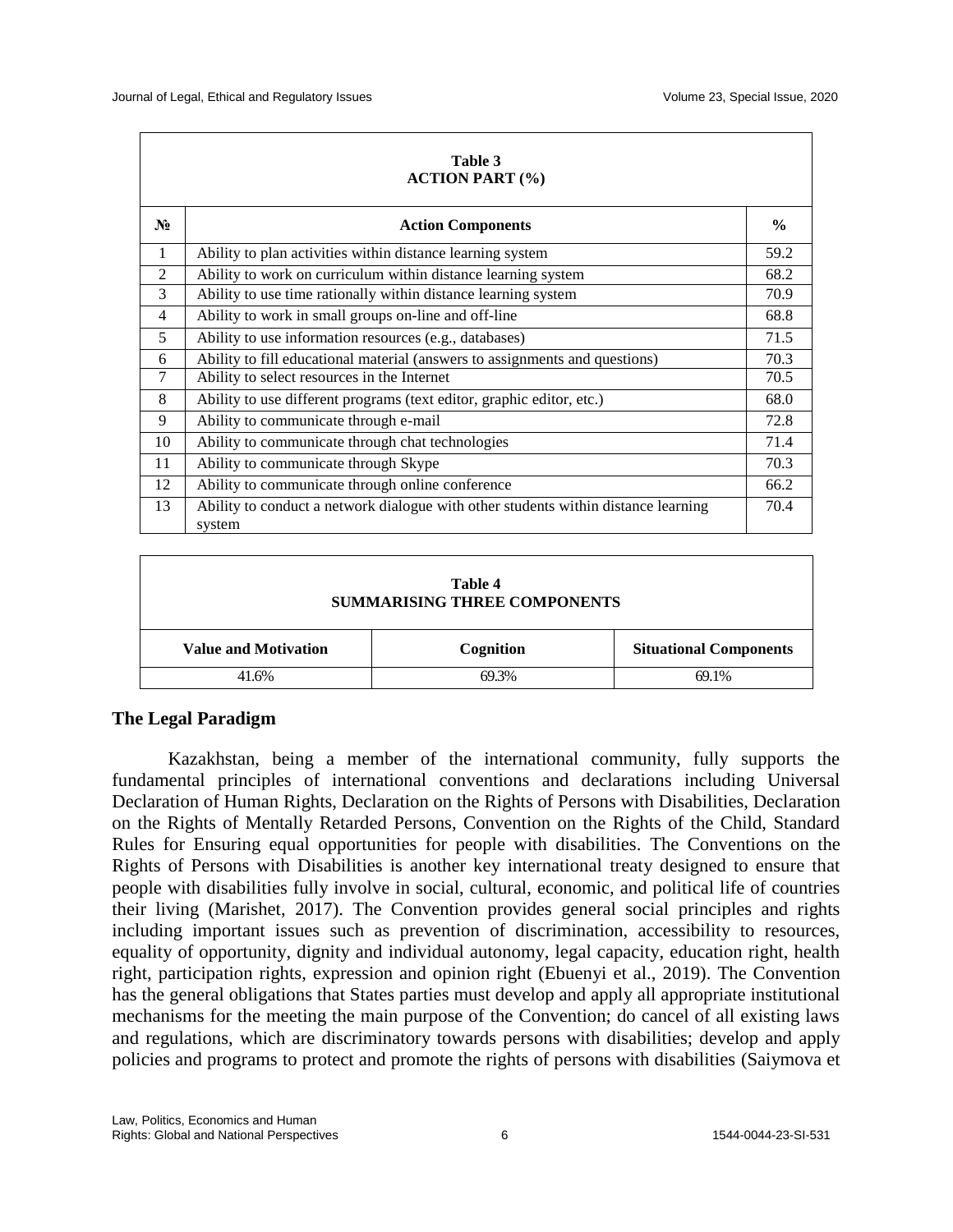**Table 3**
**ACTION PART (%)**

| № | Action Components | % |
|---|---|---|
| 1 | Ability to plan activities within distance learning system | 59.2 |
| 2 | Ability to work on curriculum within distance learning system | 68.2 |
| 3 | Ability to use time rationally within distance learning system | 70.9 |
| 4 | Ability to work in small groups on-line and off-line | 68.8 |
| 5 | Ability to use information resources (e.g., databases) | 71.5 |
| 6 | Ability to fill educational material (answers to assignments and questions) | 70.3 |
| 7 | Ability to select resources in the Internet | 70.5 |
| 8 | Ability to use different programs (text editor, graphic editor, etc.) | 68.0 |
| 9 | Ability to communicate through e-mail | 72.8 |
| 10 | Ability to communicate through chat technologies | 71.4 |
| 11 | Ability to communicate through Skype | 70.3 |
| 12 | Ability to communicate through online conference | 66.2 |
| 13 | Ability to conduct a network dialogue with other students within distance learning system | 70.4 |

**Table 4**
**SUMMARISING THREE COMPONENTS**

| Value and Motivation | Cognition | Situational Components |
|---|---|---|
| 41.6% | 69.3% | 69.1% |

## The Legal Paradigm

Kazakhstan, being a member of the international community, fully supports the fundamental principles of international conventions and declarations including Universal Declaration of Human Rights, Declaration on the Rights of Persons with Disabilities, Declaration on the Rights of Mentally Retarded Persons, Convention on the Rights of the Child, Standard Rules for Ensuring equal opportunities for people with disabilities. The Conventions on the Rights of Persons with Disabilities is another key international treaty designed to ensure that people with disabilities fully involve in social, cultural, economic, and political life of countries their living (Marishet, 2017). The Convention provides general social principles and rights including important issues such as prevention of discrimination, accessibility to resources, equality of opportunity, dignity and individual autonomy, legal capacity, education right, health right, participation rights, expression and opinion right (Ebuenyi et al., 2019). The Convention has the general obligations that States parties must develop and apply all appropriate institutional mechanisms for the meeting the main purpose of the Convention; do cancel of all existing laws and regulations, which are discriminatory towards persons with disabilities; develop and apply policies and programs to protect and promote the rights of persons with disabilities (Saiymova et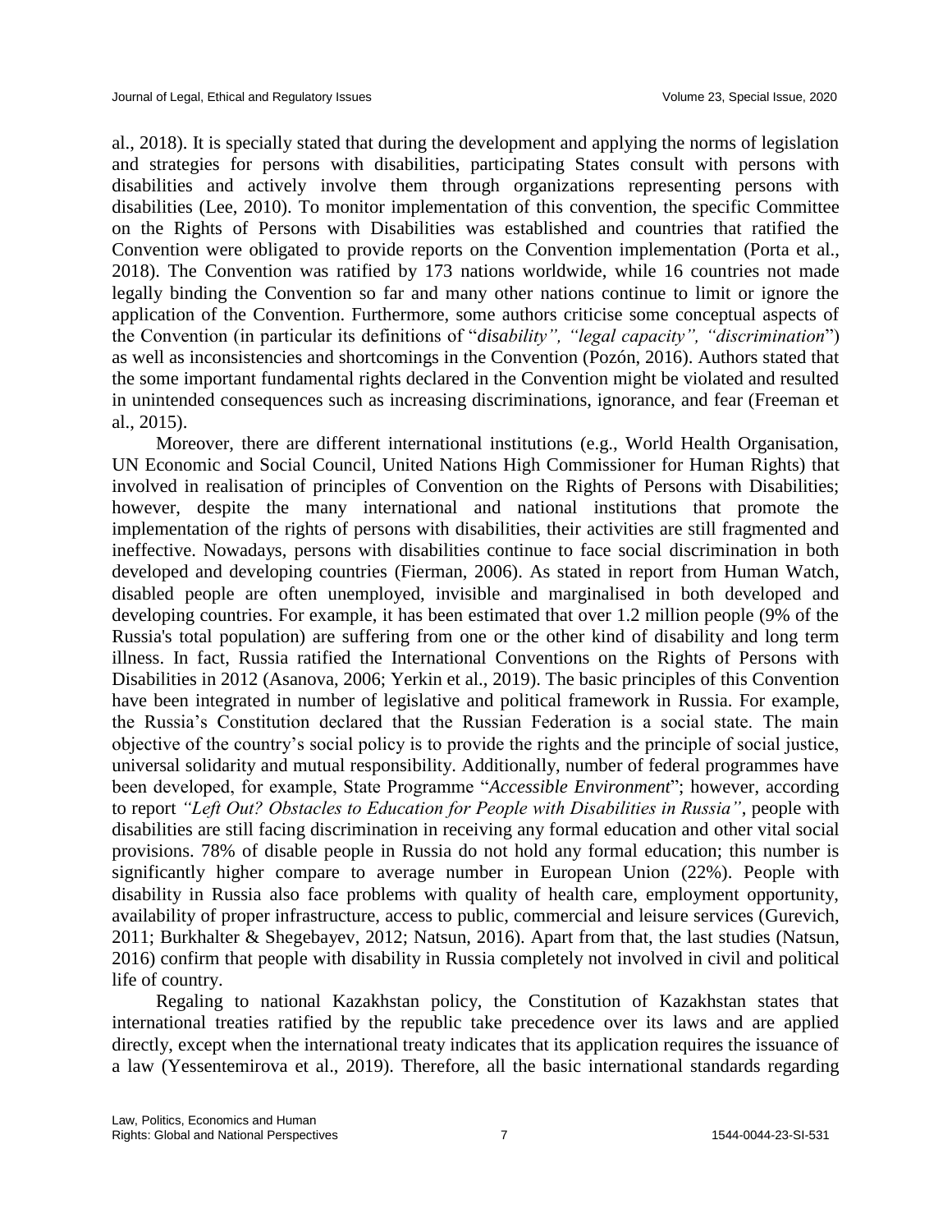al., 2018). It is specially stated that during the development and applying the norms of legislation and strategies for persons with disabilities, participating States consult with persons with disabilities and actively involve them through organizations representing persons with disabilities (Lee, 2010). To monitor implementation of this convention, the specific Committee on the Rights of Persons with Disabilities was established and countries that ratified the Convention were obligated to provide reports on the Convention implementation (Porta et al., 2018). The Convention was ratified by 173 nations worldwide, while 16 countries not made legally binding the Convention so far and many other nations continue to limit or ignore the application of the Convention. Furthermore, some authors criticise some conceptual aspects of the Convention (in particular its definitions of "*disability", "legal capacity", "discrimination*") as well as inconsistencies and shortcomings in the Convention (Pozón, 2016). Authors stated that the some important fundamental rights declared in the Convention might be violated and resulted in unintended consequences such as increasing discriminations, ignorance, and fear (Freeman et al., 2015).

Moreover, there are different international institutions (e.g., World Health Organisation, UN Economic and Social Council, United Nations High Commissioner for Human Rights) that involved in realisation of principles of Convention on the Rights of Persons with Disabilities; however, despite the many international and national institutions that promote the implementation of the rights of persons with disabilities, their activities are still fragmented and ineffective. Nowadays, persons with disabilities continue to face social discrimination in both developed and developing countries (Fierman, 2006). As stated in report from Human Watch, disabled people are often unemployed, invisible and marginalised in both developed and developing countries. For example, it has been estimated that over 1.2 million people (9% of the Russia's total population) are suffering from one or the other kind of disability and long term illness. In fact, Russia ratified the International Conventions on the Rights of Persons with Disabilities in 2012 (Asanova, 2006; Yerkin et al., 2019). The basic principles of this Convention have been integrated in number of legislative and political framework in Russia. For example, the Russia's Constitution declared that the Russian Federation is a social state. The main objective of the country's social policy is to provide the rights and the principle of social justice, universal solidarity and mutual responsibility. Additionally, number of federal programmes have been developed, for example, State Programme "*Accessible Environment*"; however, according to report *"Left Out? Obstacles to Education for People with Disabilities in Russia"*, people with disabilities are still facing discrimination in receiving any formal education and other vital social provisions. 78% of disable people in Russia do not hold any formal education; this number is significantly higher compare to average number in European Union (22%). People with disability in Russia also face problems with quality of health care, employment opportunity, availability of proper infrastructure, access to public, commercial and leisure services (Gurevich, 2011; Burkhalter & Shegebayev, 2012; Natsun, 2016). Apart from that, the last studies (Natsun, 2016) confirm that people with disability in Russia completely not involved in civil and political life of country.

Regaling to national Kazakhstan policy, the Constitution of Kazakhstan states that international treaties ratified by the republic take precedence over its laws and are applied directly, except when the international treaty indicates that its application requires the issuance of a law (Yessentemirova et al., 2019). Therefore, all the basic international standards regarding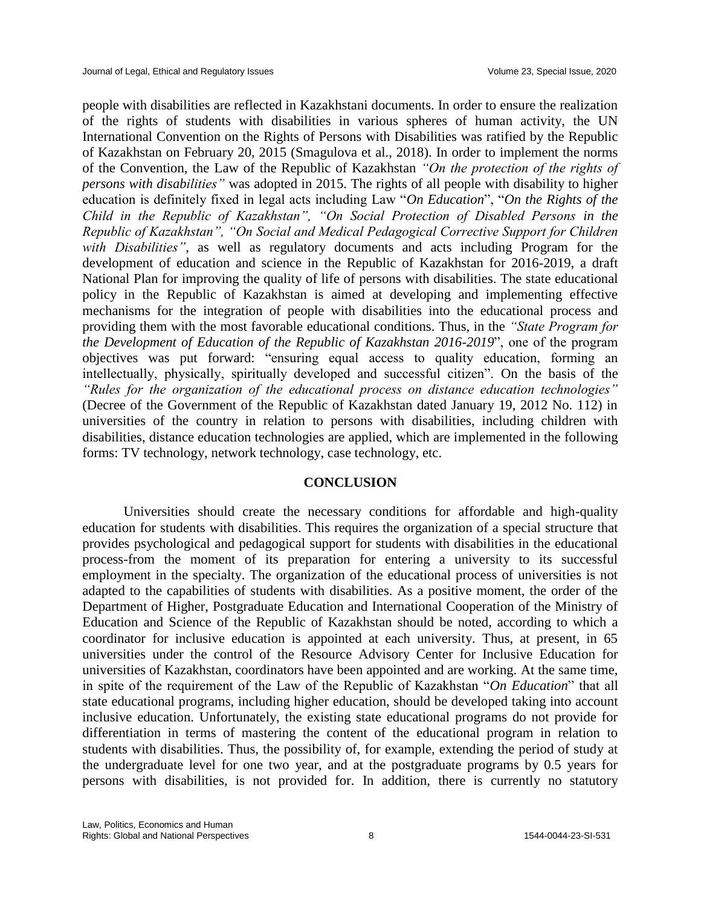people with disabilities are reflected in Kazakhstani documents. In order to ensure the realization of the rights of students with disabilities in various spheres of human activity, the UN International Convention on the Rights of Persons with Disabilities was ratified by the Republic of Kazakhstan on February 20, 2015 (Smagulova et al., 2018). In order to implement the norms of the Convention, the Law of the Republic of Kazakhstan *"On the protection of the rights of persons with disabilities"* was adopted in 2015. The rights of all people with disability to higher education is definitely fixed in legal acts including Law "*On Education*", "*On the Rights of the Child in the Republic of Kazakhstan", "On Social Protection of Disabled Persons in the Republic of Kazakhstan", "On Social and Medical Pedagogical Corrective Support for Children with Disabilities"*, as well as regulatory documents and acts including Program for the development of education and science in the Republic of Kazakhstan for 2016-2019, a draft National Plan for improving the quality of life of persons with disabilities. The state educational policy in the Republic of Kazakhstan is aimed at developing and implementing effective mechanisms for the integration of people with disabilities into the educational process and providing them with the most favorable educational conditions. Thus, in the *"State Program for the Development of Education of the Republic of Kazakhstan 2016-2019*", one of the program objectives was put forward: "ensuring equal access to quality education, forming an intellectually, physically, spiritually developed and successful citizen". On the basis of the *"Rules for the organization of the educational process on distance education technologies"* (Decree of the Government of the Republic of Kazakhstan dated January 19, 2012 No. 112) in universities of the country in relation to persons with disabilities, including children with disabilities, distance education technologies are applied, which are implemented in the following forms: TV technology, network technology, case technology, etc.

## CONCLUSION

Universities should create the necessary conditions for affordable and high-quality education for students with disabilities. This requires the organization of a special structure that provides psychological and pedagogical support for students with disabilities in the educational process-from the moment of its preparation for entering a university to its successful employment in the specialty. The organization of the educational process of universities is not adapted to the capabilities of students with disabilities. As a positive moment, the order of the Department of Higher, Postgraduate Education and International Cooperation of the Ministry of Education and Science of the Republic of Kazakhstan should be noted, according to which a coordinator for inclusive education is appointed at each university. Thus, at present, in 65 universities under the control of the Resource Advisory Center for Inclusive Education for universities of Kazakhstan, coordinators have been appointed and are working. At the same time, in spite of the requirement of the Law of the Republic of Kazakhstan "*On Education*" that all state educational programs, including higher education, should be developed taking into account inclusive education. Unfortunately, the existing state educational programs do not provide for differentiation in terms of mastering the content of the educational program in relation to students with disabilities. Thus, the possibility of, for example, extending the period of study at the undergraduate level for one two year, and at the postgraduate programs by 0.5 years for persons with disabilities, is not provided for. In addition, there is currently no statutory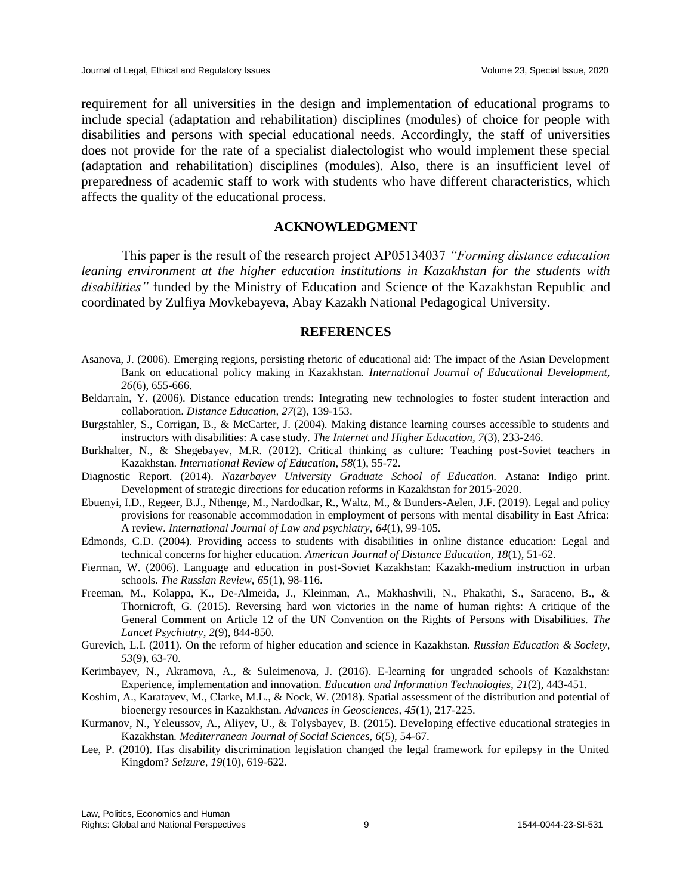requirement for all universities in the design and implementation of educational programs to include special (adaptation and rehabilitation) disciplines (modules) of choice for people with disabilities and persons with special educational needs. Accordingly, the staff of universities does not provide for the rate of a specialist dialectologist who would implement these special (adaptation and rehabilitation) disciplines (modules). Also, there is an insufficient level of preparedness of academic staff to work with students who have different characteristics, which affects the quality of the educational process.

## ACKNOWLEDGMENT

This paper is the result of the research project AP05134037 *"Forming distance education leaning environment at the higher education institutions in Kazakhstan for the students with disabilities"* funded by the Ministry of Education and Science of the Kazakhstan Republic and coordinated by Zulfiya Movkebayeva, Abay Kazakh National Pedagogical University.

## REFERENCES

Asanova, J. (2006). Emerging regions, persisting rhetoric of educational aid: The impact of the Asian Development Bank on educational policy making in Kazakhstan. *International Journal of Educational Development, 26*(6), 655-666.

Beldarrain, Y. (2006). Distance education trends: Integrating new technologies to foster student interaction and collaboration. *Distance Education, 27*(2), 139-153.

Burgstahler, S., Corrigan, B., & McCarter, J. (2004). Making distance learning courses accessible to students and instructors with disabilities: A case study. *The Internet and Higher Education*, *7*(3), 233-246.

Burkhalter, N., & Shegebayev, M.R. (2012). Critical thinking as culture: Teaching post-Soviet teachers in Kazakhstan. *International Review of Education, 58*(1), 55-72.

Diagnostic Report. (2014). *Nazarbayev University Graduate School of Education.* Astana: Indigo print. Development of strategic directions for education reforms in Kazakhstan for 2015-2020.

Ebuenyi, I.D., Regeer, B.J., Nthenge, M., Nardodkar, R., Waltz, M., & Bunders-Aelen, J.F. (2019). Legal and policy provisions for reasonable accommodation in employment of persons with mental disability in East Africa: A review. *International Journal of Law and psychiatry*, *64*(1), 99-105.

Edmonds, C.D. (2004). Providing access to students with disabilities in online distance education: Legal and technical concerns for higher education. *American Journal of Distance Education, 18*(1), 51-62.

Fierman, W. (2006). Language and education in post-Soviet Kazakhstan: Kazakh-medium instruction in urban schools. *The Russian Review, 65*(1), 98-116.

Freeman, M., Kolappa, K., De-Almeida, J., Kleinman, A., Makhashvili, N., Phakathi, S., Saraceno, B., & Thornicroft, G. (2015). Reversing hard won victories in the name of human rights: A critique of the General Comment on Article 12 of the UN Convention on the Rights of Persons with Disabilities. *The Lancet Psychiatry, 2*(9), 844-850.

Gurevich, L.I. (2011). On the reform of higher education and science in Kazakhstan. *Russian Education & Society, 53*(9), 63-70.

Kerimbayev, N., Akramova, A., & Suleimenova, J. (2016). E-learning for ungraded schools of Kazakhstan: Experience, implementation and innovation. *Education and Information Technologies, 21*(2), 443-451.

Koshim, A., Karatayev, M., Clarke, M.L., & Nock, W. (2018). Spatial assessment of the distribution and potential of bioenergy resources in Kazakhstan. *Advances in Geosciences, 45*(1), 217-225.

Kurmanov, N., Yeleussov, A., Aliyev, U., & Tolysbayev, B. (2015). Developing effective educational strategies in Kazakhstan. *Mediterranean Journal of Social Sciences, 6*(5), 54-67.

Lee, P. (2010). Has disability discrimination legislation changed the legal framework for epilepsy in the United Kingdom? *Seizure, 19*(10), 619-622.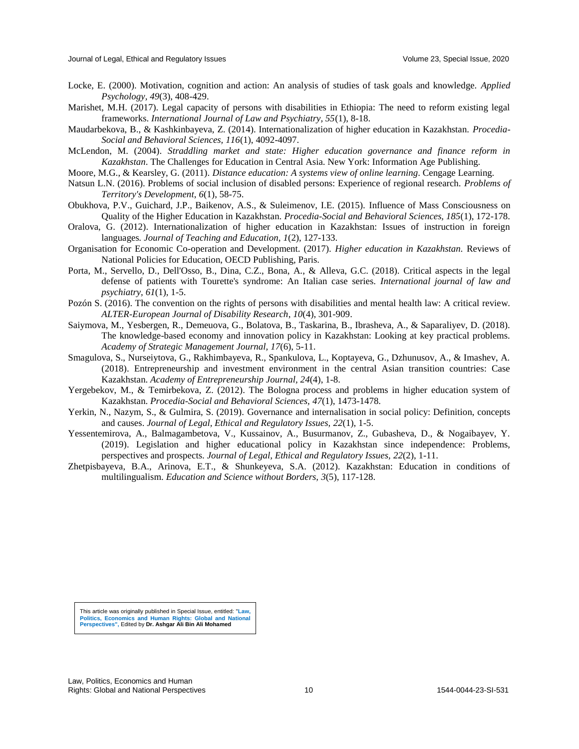Locke, E. (2000). Motivation, cognition and action: An analysis of studies of task goals and knowledge. *Applied Psychology, 49*(3), 408-429.

Marishet, M.H. (2017). Legal capacity of persons with disabilities in Ethiopia: The need to reform existing legal frameworks. *International Journal of Law and Psychiatry, 55*(1), 8-18.

Maudarbekova, B., & Kashkinbayeva, Z. (2014). Internationalization of higher education in Kazakhstan. *Procedia-Social and Behavioral Sciences, 116*(1), 4092-4097.

McLendon, M. (2004). *Straddling market and state: Higher education governance and finance reform in Kazakhstan*. The Challenges for Education in Central Asia. New York: Information Age Publishing.

Moore, M.G., & Kearsley, G. (2011). *Distance education: A systems view of online learning*. Cengage Learning.

Natsun L.N. (2016). Problems of social inclusion of disabled persons: Experience of regional research. *Problems of Territory's Development, 6*(1), 58-75.

Obukhova, P.V., Guichard, J.P., Baikenov, A.S., & Suleimenov, I.E. (2015). Influence of Mass Consciousness on Quality of the Higher Education in Kazakhstan. *Procedia-Social and Behavioral Sciences, 185*(1), 172-178.

Oralova, G. (2012). Internationalization of higher education in Kazakhstan: Issues of instruction in foreign languages*. Journal of Teaching and Education, 1*(2), 127-133.

Organisation for Economic Co-operation and Development. (2017). *Higher education in Kazakhstan*. Reviews of National Policies for Education, OECD Publishing, Paris.

Porta, M., Servello, D., Dell'Osso, B., Dina, C.Z., Bona, A., & Alleva, G.C. (2018). Critical aspects in the legal defense of patients with Tourette's syndrome: An Italian case series. *International journal of law and psychiatry, 61*(1), 1-5.

Pozón S. (2016). The convention on the rights of persons with disabilities and mental health law: A critical review. *ALTER-European Journal of Disability Research, 10*(4), 301-909.

Saiymova, M., Yesbergen, R., Demeuova, G., Bolatova, B., Taskarina, B., Ibrasheva, A., & Saparaliyev, D. (2018). The knowledge-based economy and innovation policy in Kazakhstan: Looking at key practical problems. *Academy of Strategic Management Journal, 17*(6), 5-11.

Smagulova, S., Nurseiytova, G., Rakhimbayeva, R., Spankulova, L., Koptayeva, G., Dzhunusov, A., & Imashev, A. (2018). Entrepreneurship and investment environment in the central Asian transition countries: Case Kazakhstan. *Academy of Entrepreneurship Journal, 24*(4), 1-8.

Yergebekov, M., & Temirbekova, Z. (2012). The Bologna process and problems in higher education system of Kazakhstan. *Procedia-Social and Behavioral Sciences, 47*(1), 1473-1478.

Yerkin, N., Nazym, S., & Gulmira, S. (2019). Governance and internalisation in social policy: Definition, concepts and causes. *Journal of Legal, Ethical and Regulatory Issues, 22*(1), 1-5.

Yessentemirova, A., Balmagambetova, V., Kussainov, A., Busurmanov, Z., Gubasheva, D., & Nogaibayev, Y. (2019). Legislation and higher educational policy in Kazakhstan since independence: Problems, perspectives and prospects. *Journal of Legal, Ethical and Regulatory Issues, 22*(2), 1-11.

Zhetpisbayeva, B.A., Arinova, E.T., & Shunkeyeva, S.A. (2012). Kazakhstan: Education in conditions of multilingualism. *Education and Science without Borders, 3*(5), 117-128.

This article was originally published in Special Issue, entitled: "**Law, Politics, Economics and Human Rights: Global and National Perspectives**", Edited by **Dr. Ashgar Ali Bin Ali Mohamed**